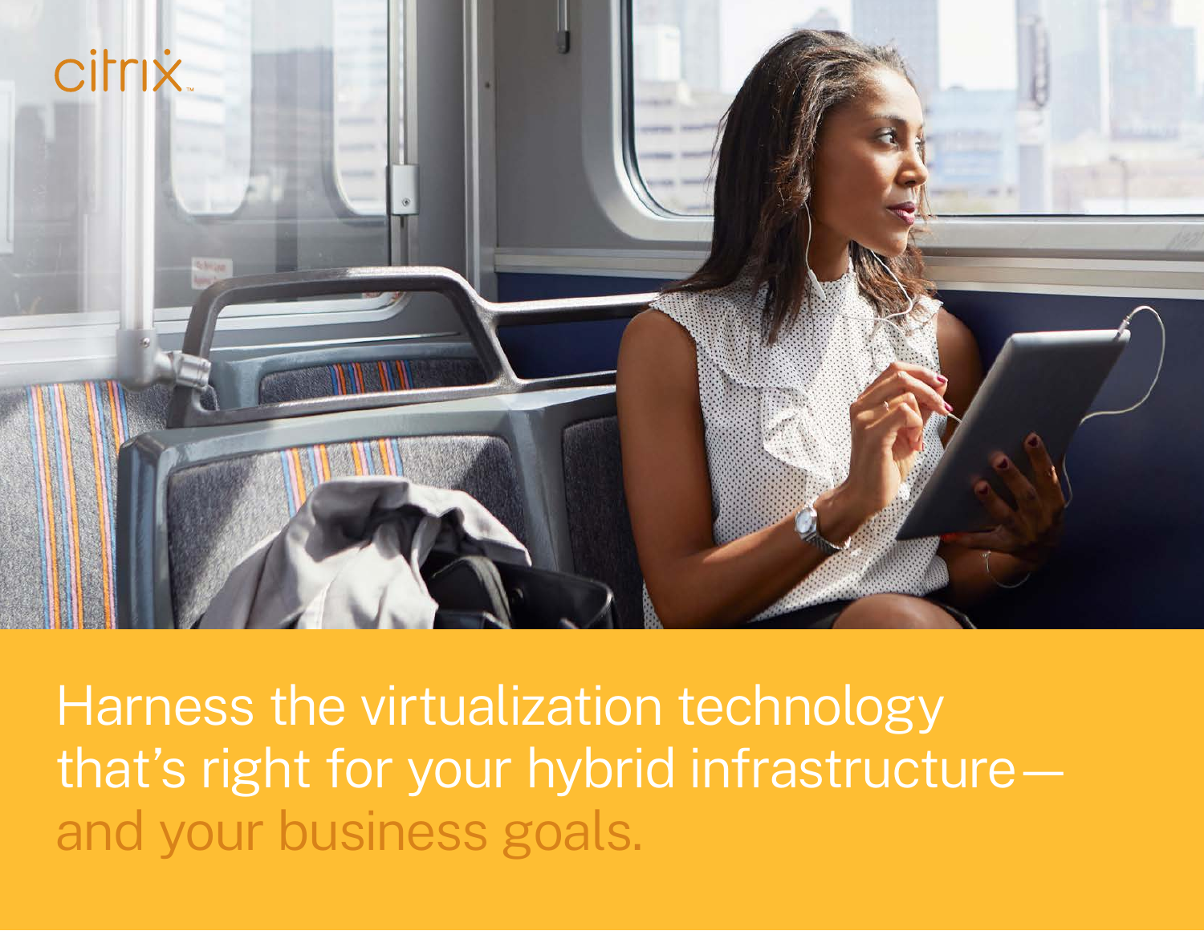citrix

# Harness the virtualization technology that's right for your hybrid infrastructure—and your business goals.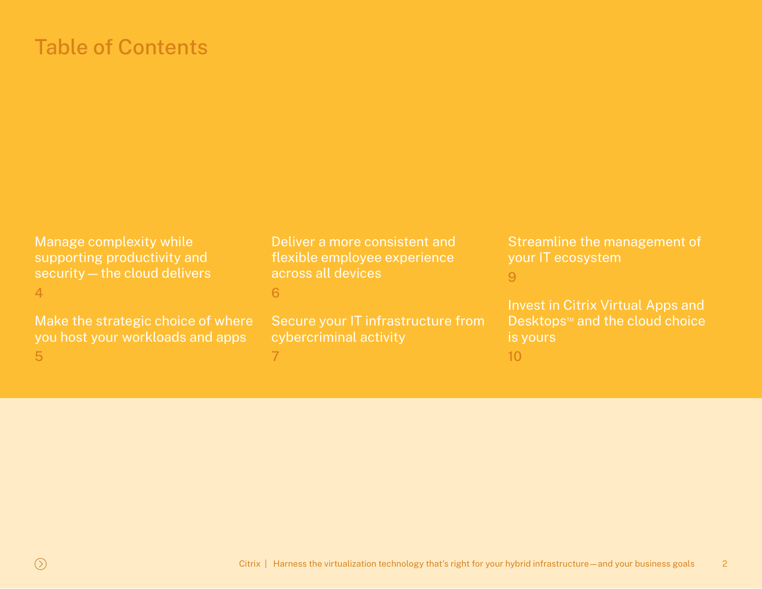# Table of Contents

Manage complexity while supporting productivity and security — the cloud delivers
4

Make the strategic choice of where you host your workloads and apps
5

Deliver a more consistent and flexible employee experience across all devices
6

Secure your IT infrastructure from cybercriminal activity
7

Streamline the management of your IT ecosystem
9

Invest in Citrix Virtual Apps and Desktops™ and the cloud choice is yours
10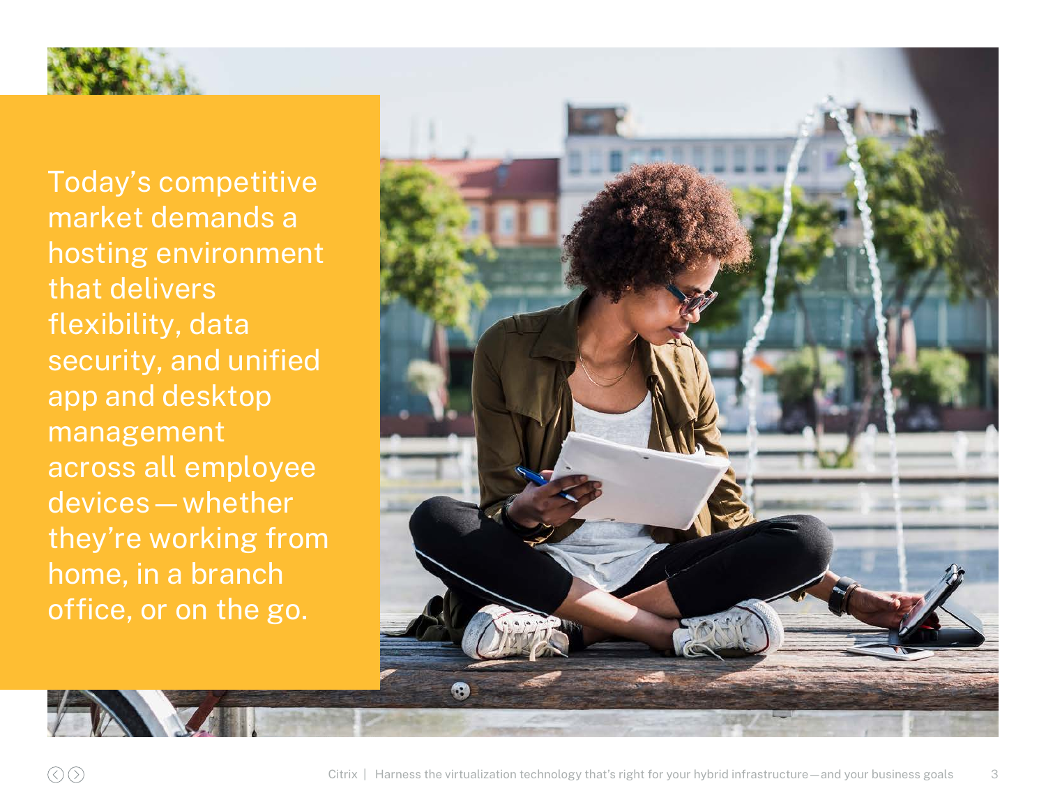Today's competitive market demands a hosting environment that delivers flexibility, data security, and unified app and desktop management across all employee devices — whether they're working from home, in a branch office, or on the go.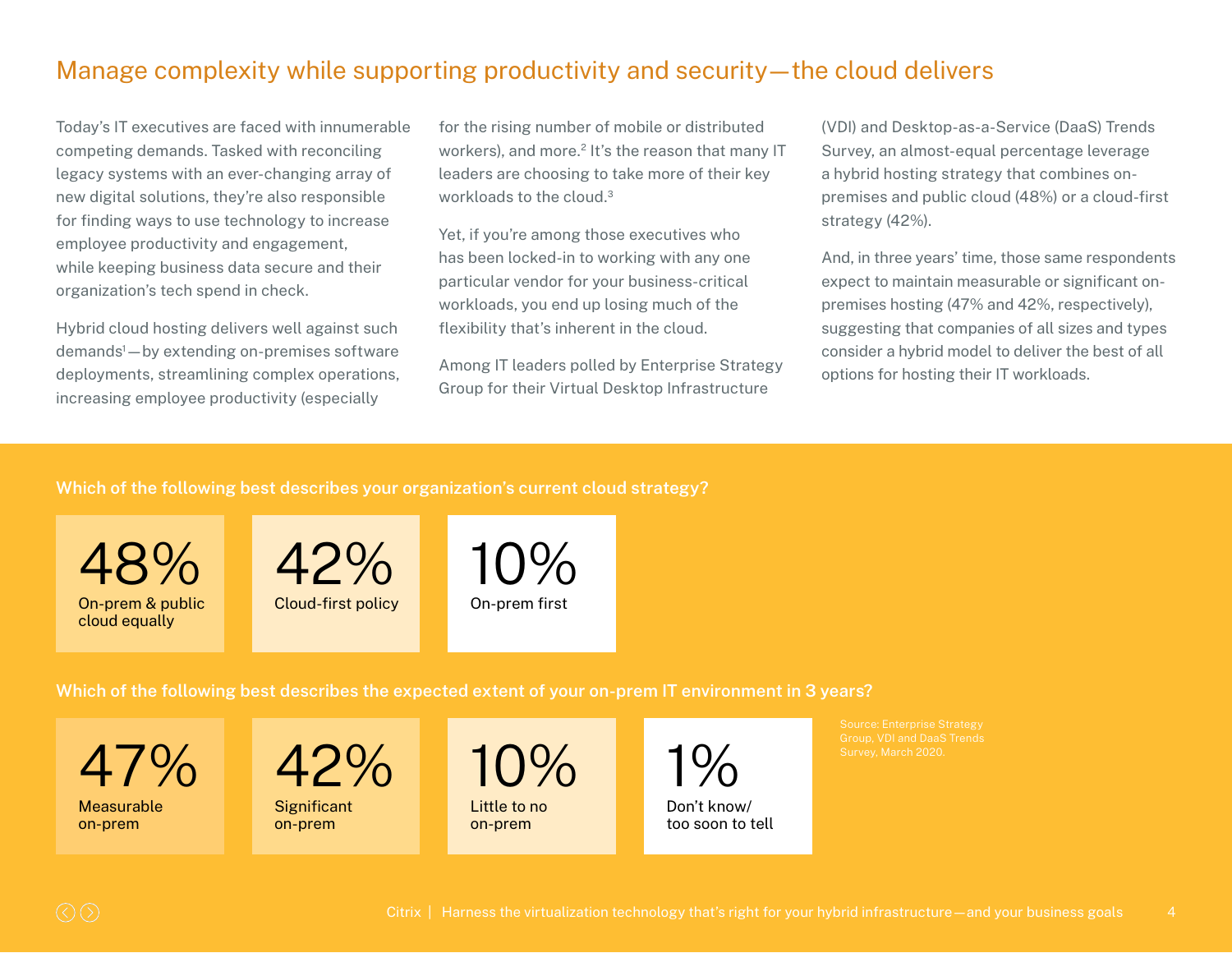## Manage complexity while supporting productivity and security—the cloud delivers

Today's IT executives are faced with innumerable competing demands. Tasked with reconciling legacy systems with an ever-changing array of new digital solutions, they're also responsible for finding ways to use technology to increase employee productivity and engagement, while keeping business data secure and their organization's tech spend in check.

Hybrid cloud hosting delivers well against such demands[1]—by extending on-premises software deployments, streamlining complex operations, increasing employee productivity (especially for the rising number of mobile or distributed workers), and more.[2] It's the reason that many IT leaders are choosing to take more of their key workloads to the cloud.[3]

Yet, if you're among those executives who has been locked-in to working with any one particular vendor for your business-critical workloads, you end up losing much of the flexibility that's inherent in the cloud.

Among IT leaders polled by Enterprise Strategy Group for their Virtual Desktop Infrastructure (VDI) and Desktop-as-a-Service (DaaS) Trends Survey, an almost-equal percentage leverage a hybrid hosting strategy that combines on-premises and public cloud (48%) or a cloud-first strategy (42%).

And, in three years' time, those same respondents expect to maintain measurable or significant on-premises hosting (47% and 42%, respectively), suggesting that companies of all sizes and types consider a hybrid model to deliver the best of all options for hosting their IT workloads.

**Which of the following best describes your organization's current cloud strategy?**

- **48%** On-prem & public cloud equally
- **42%** Cloud-first policy
- **10%** On-prem first

**Which of the following best describes the expected extent of your on-prem IT environment in 3 years?**

- **47%** Measurable on-prem
- **42%** Significant on-prem
- **10%** Little to no on-prem
- **1%** Don't know/ too soon to tell

Source: Enterprise Strategy Group, VDI and DaaS Trends Survey, March 2020.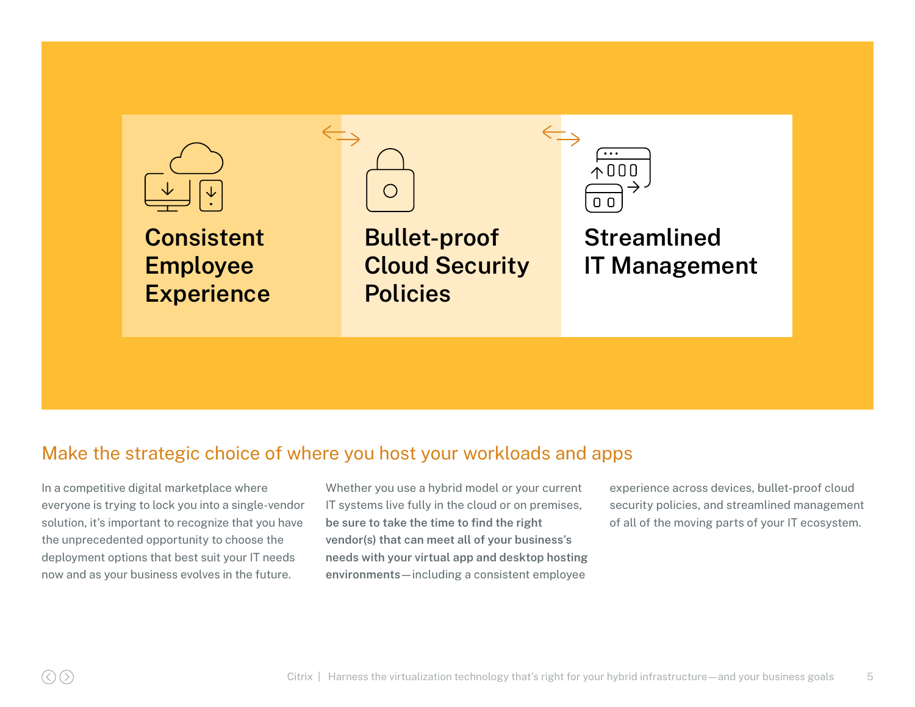Consistent Employee Experience

Bullet-proof Cloud Security Policies

Streamlined IT Management

## Make the strategic choice of where you host your workloads and apps

In a competitive digital marketplace where everyone is trying to lock you into a single-vendor solution, it's important to recognize that you have the unprecedented opportunity to choose the deployment options that best suit your IT needs now and as your business evolves in the future.

Whether you use a hybrid model or your current IT systems live fully in the cloud or on premises, **be sure to take the time to find the right vendor(s) that can meet all of your business's needs with your virtual app and desktop hosting environments**—including a consistent employee experience across devices, bullet-proof cloud security policies, and streamlined management of all of the moving parts of your IT ecosystem.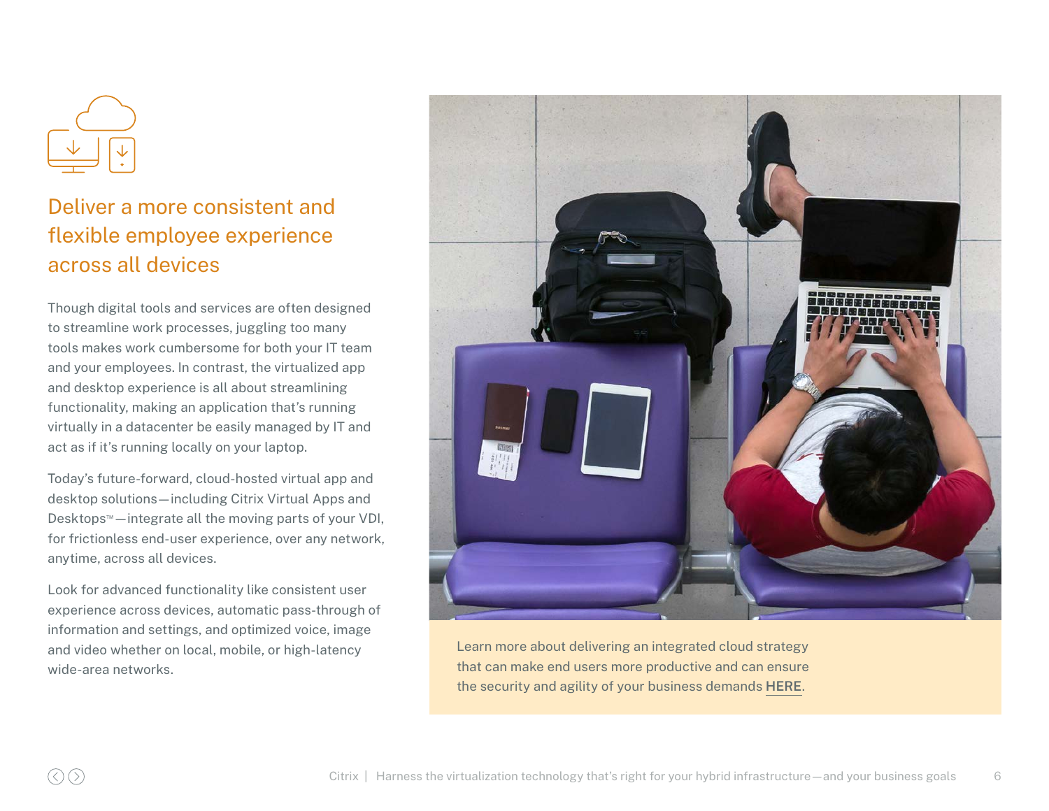## Deliver a more consistent and flexible employee experience across all devices

Though digital tools and services are often designed to streamline work processes, juggling too many tools makes work cumbersome for both your IT team and your employees. In contrast, the virtualized app and desktop experience is all about streamlining functionality, making an application that's running virtually in a datacenter be easily managed by IT and act as if it's running locally on your laptop.

Today's future-forward, cloud-hosted virtual app and desktop solutions—including Citrix Virtual Apps and Desktops™—integrate all the moving parts of your VDI, for frictionless end-user experience, over any network, anytime, across all devices.

Look for advanced functionality like consistent user experience across devices, automatic pass-through of information and settings, and optimized voice, image and video whether on local, mobile, or high-latency wide-area networks.

Learn more about delivering an integrated cloud strategy that can make end users more productive and can ensure the security and agility of your business demands HERE.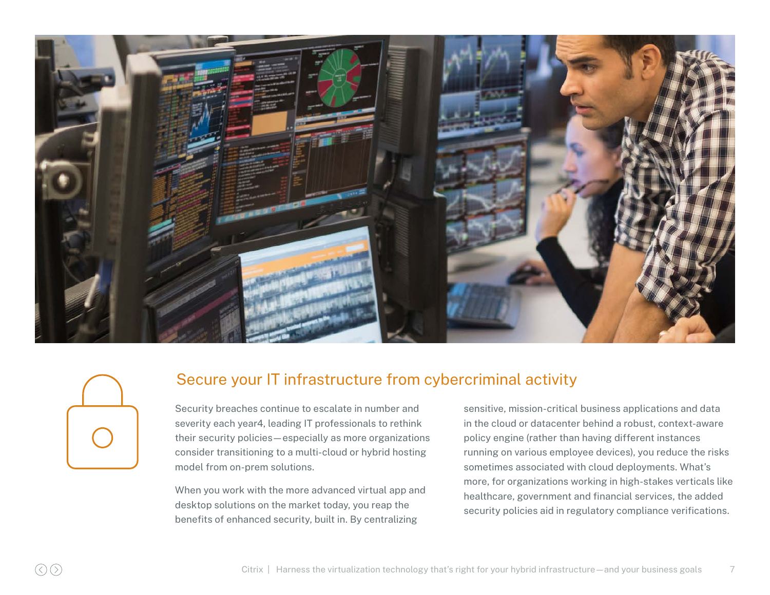## Secure your IT infrastructure from cybercriminal activity

Security breaches continue to escalate in number and severity each year[4], leading IT professionals to rethink their security policies—especially as more organizations consider transitioning to a multi-cloud or hybrid hosting model from on-prem solutions.

When you work with the more advanced virtual app and desktop solutions on the market today, you reap the benefits of enhanced security, built in. By centralizing sensitive, mission-critical business applications and data in the cloud or datacenter behind a robust, context-aware policy engine (rather than having different instances running on various employee devices), you reduce the risks sometimes associated with cloud deployments. What's more, for organizations working in high-stakes verticals like healthcare, government and financial services, the added security policies aid in regulatory compliance verifications.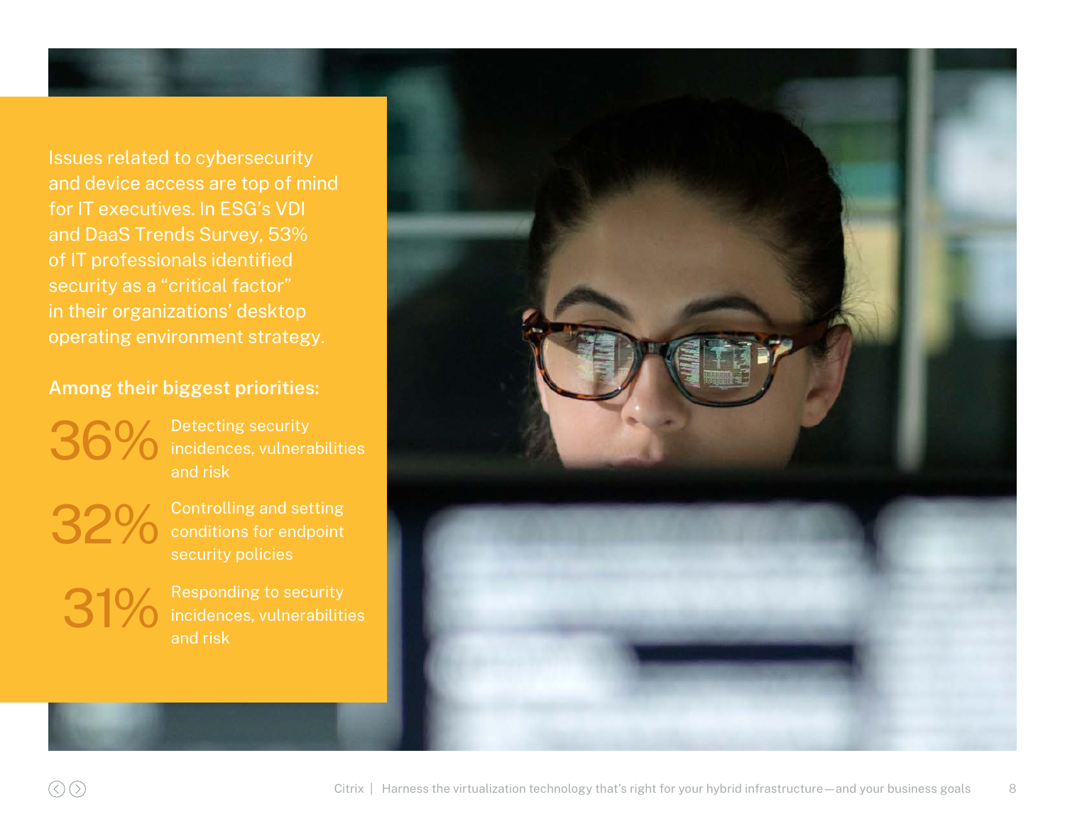Issues related to cybersecurity and device access are top of mind for IT executives. In ESG's VDI and DaaS Trends Survey, 53% of IT professionals identified security as a "critical factor" in their organizations' desktop operating environment strategy.

**Among their biggest priorities:**

- **36%** Detecting security incidences, vulnerabilities and risk
- **32%** Controlling and setting conditions for endpoint security policies
- **31%** Responding to security incidences, vulnerabilities and risk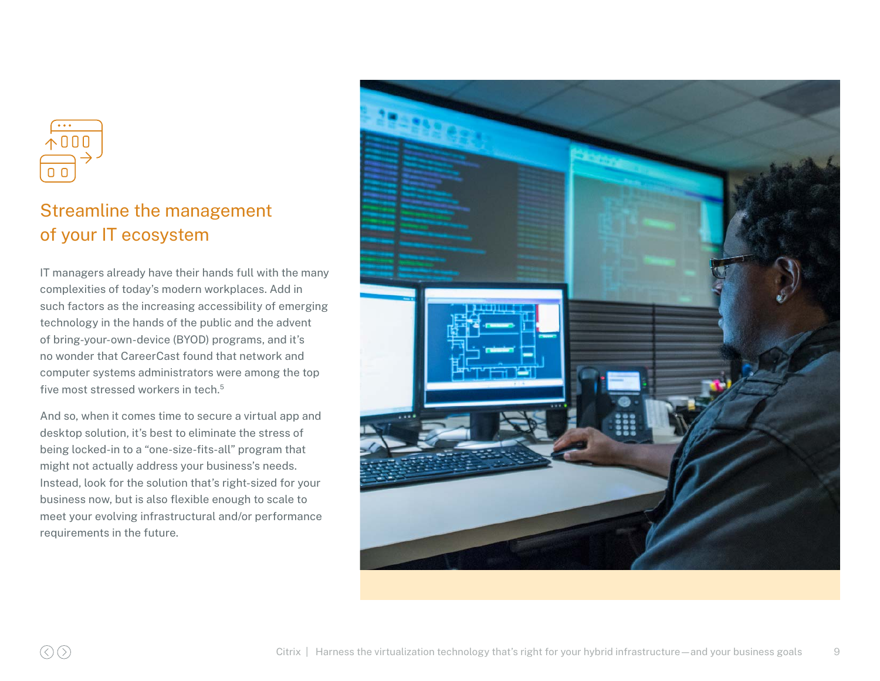## Streamline the management of your IT ecosystem

IT managers already have their hands full with the many complexities of today's modern workplaces. Add in such factors as the increasing accessibility of emerging technology in the hands of the public and the advent of bring-your-own-device (BYOD) programs, and it's no wonder that CareerCast found that network and computer systems administrators were among the top five most stressed workers in tech.[5]

And so, when it comes time to secure a virtual app and desktop solution, it's best to eliminate the stress of being locked-in to a "one-size-fits-all" program that might not actually address your business's needs. Instead, look for the solution that's right-sized for your business now, but is also flexible enough to scale to meet your evolving infrastructural and/or performance requirements in the future.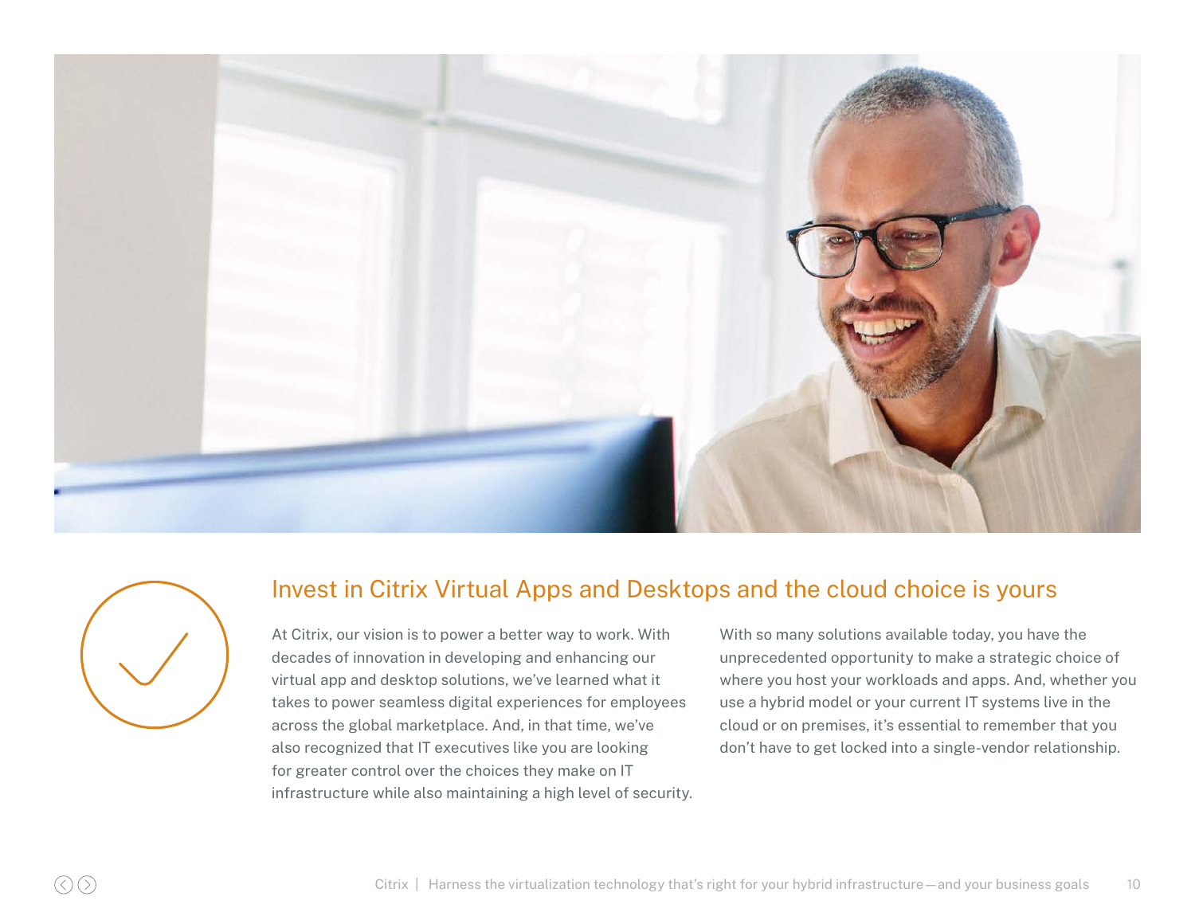## Invest in Citrix Virtual Apps and Desktops and the cloud choice is yours

At Citrix, our vision is to power a better way to work. With decades of innovation in developing and enhancing our virtual app and desktop solutions, we've learned what it takes to power seamless digital experiences for employees across the global marketplace. And, in that time, we've also recognized that IT executives like you are looking for greater control over the choices they make on IT infrastructure while also maintaining a high level of security.

With so many solutions available today, you have the unprecedented opportunity to make a strategic choice of where you host your workloads and apps. And, whether you use a hybrid model or your current IT systems live in the cloud or on premises, it's essential to remember that you don't have to get locked into a single-vendor relationship.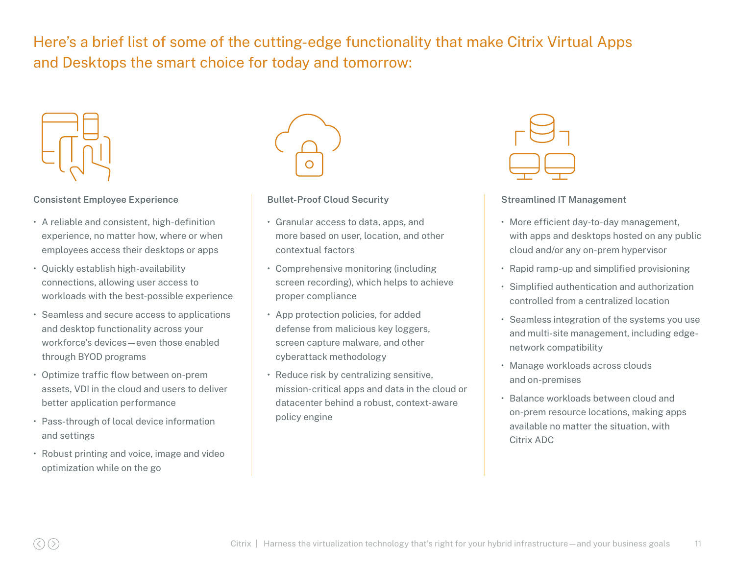## Here's a brief list of some of the cutting-edge functionality that make Citrix Virtual Apps and Desktops the smart choice for today and tomorrow:

### Consistent Employee Experience

- A reliable and consistent, high-definition experience, no matter how, where or when employees access their desktops or apps
- Quickly establish high-availability connections, allowing user access to workloads with the best-possible experience
- Seamless and secure access to applications and desktop functionality across your workforce's devices—even those enabled through BYOD programs
- Optimize traffic flow between on-prem assets, VDI in the cloud and users to deliver better application performance
- Pass-through of local device information and settings
- Robust printing and voice, image and video optimization while on the go

### Bullet-Proof Cloud Security

- Granular access to data, apps, and more based on user, location, and other contextual factors
- Comprehensive monitoring (including screen recording), which helps to achieve proper compliance
- App protection policies, for added defense from malicious key loggers, screen capture malware, and other cyberattack methodology
- Reduce risk by centralizing sensitive, mission-critical apps and data in the cloud or datacenter behind a robust, context-aware policy engine

### Streamlined IT Management

- More efficient day-to-day management, with apps and desktops hosted on any public cloud and/or any on-prem hypervisor
- Rapid ramp-up and simplified provisioning
- Simplified authentication and authorization controlled from a centralized location
- Seamless integration of the systems you use and multi-site management, including edge-network compatibility
- Manage workloads across clouds and on-premises
- Balance workloads between cloud and on-prem resource locations, making apps available no matter the situation, with Citrix ADC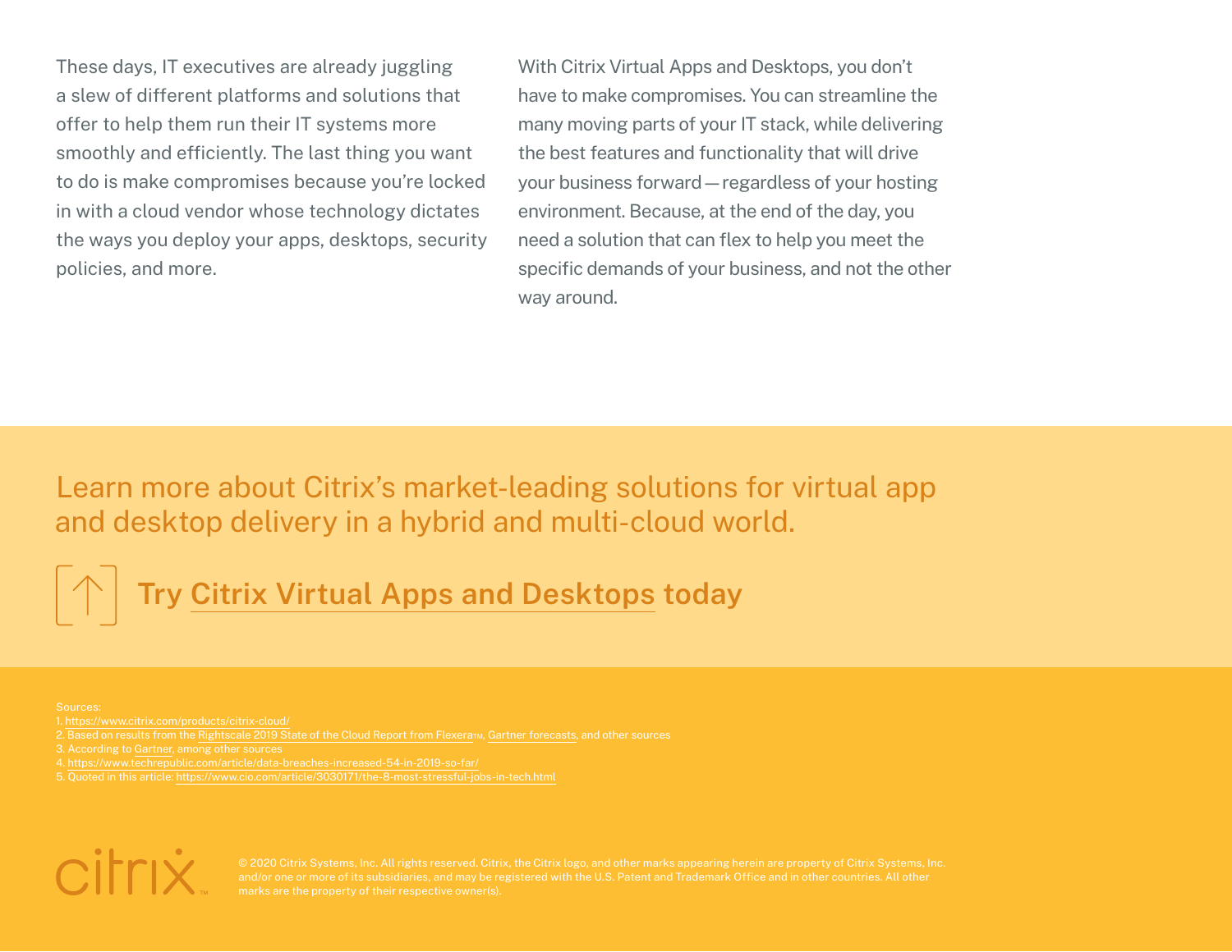These days, IT executives are already juggling a slew of different platforms and solutions that offer to help them run their IT systems more smoothly and efficiently. The last thing you want to do is make compromises because you're locked in with a cloud vendor whose technology dictates the ways you deploy your apps, desktops, security policies, and more.

With Citrix Virtual Apps and Desktops, you don't have to make compromises. You can streamline the many moving parts of your IT stack, while delivering the best features and functionality that will drive your business forward — regardless of your hosting environment. Because, at the end of the day, you need a solution that can flex to help you meet the specific demands of your business, and not the other way around.

## Learn more about Citrix's market-leading solutions for virtual app and desktop delivery in a hybrid and multi-cloud world.

**Try Citrix Virtual Apps and Desktops today**

Sources:
1. https://www.citrix.com/products/citrix-cloud/
2. Based on results from the Rightscale 2019 State of the Cloud Report from Flexera™, Gartner forecasts, and other sources
3. According to Gartner, among other sources
4. https://www.techrepublic.com/article/data-breaches-increased-54-in-2019-so-far/
5. Quoted in this article: https://www.cio.com/article/3030171/the-8-most-stressful-jobs-in-tech.html

citrix™

© 2020 Citrix Systems, Inc. All rights reserved. Citrix, the Citrix logo, and other marks appearing herein are property of Citrix Systems, Inc. and/or one or more of its subsidiaries, and may be registered with the U.S. Patent and Trademark Office and in other countries. All other marks are the property of their respective owner(s).